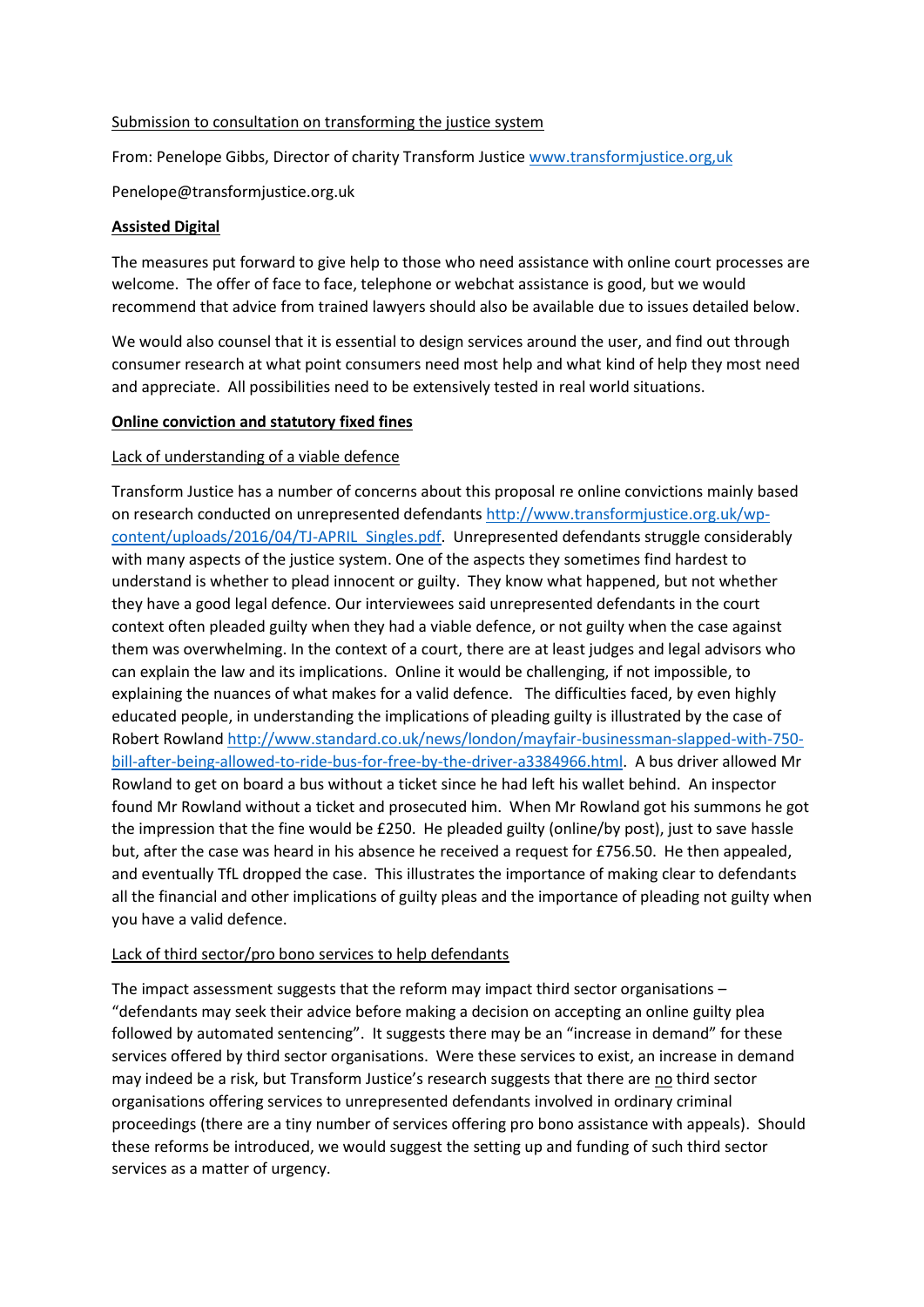Submission to consultation on transforming the justice system

From: Penelope Gibbs, Director of charity Transform Justice www.transformjustice.org,uk

Penelope@transformjustice.org.uk

## Assisted Digital

The measures put forward to give help to those who need assistance with online court processes are welcome. The offer of face to face, telephone or webchat assistance is good, but we would recommend that advice from trained lawyers should also be available due to issues detailed below.

We would also counsel that it is essential to design services around the user, and find out through consumer research at what point consumers need most help and what kind of help they most need and appreciate. All possibilities need to be extensively tested in real world situations.

## Online conviction and statutory fixed fines

### Lack of understanding of a viable defence

Transform Justice has a number of concerns about this proposal re online convictions mainly based on research conducted on unrepresented defendants http://www.transformjustice.org.uk/wp-content/uploads/2016/04/TJ-APRIL_Singles.pdf. Unrepresented defendants struggle considerably with many aspects of the justice system. One of the aspects they sometimes find hardest to understand is whether to plead innocent or guilty. They know what happened, but not whether they have a good legal defence. Our interviewees said unrepresented defendants in the court context often pleaded guilty when they had a viable defence, or not guilty when the case against them was overwhelming. In the context of a court, there are at least judges and legal advisors who can explain the law and its implications. Online it would be challenging, if not impossible, to explaining the nuances of what makes for a valid defence. The difficulties faced, by even highly educated people, in understanding the implications of pleading guilty is illustrated by the case of Robert Rowland http://www.standard.co.uk/news/london/mayfair-businessman-slapped-with-750-bill-after-being-allowed-to-ride-bus-for-free-by-the-driver-a3384966.html. A bus driver allowed Mr Rowland to get on board a bus without a ticket since he had left his wallet behind. An inspector found Mr Rowland without a ticket and prosecuted him. When Mr Rowland got his summons he got the impression that the fine would be £250. He pleaded guilty (online/by post), just to save hassle but, after the case was heard in his absence he received a request for £756.50. He then appealed, and eventually TfL dropped the case. This illustrates the importance of making clear to defendants all the financial and other implications of guilty pleas and the importance of pleading not guilty when you have a valid defence.

### Lack of third sector/pro bono services to help defendants

The impact assessment suggests that the reform may impact third sector organisations – "defendants may seek their advice before making a decision on accepting an online guilty plea followed by automated sentencing". It suggests there may be an "increase in demand" for these services offered by third sector organisations. Were these services to exist, an increase in demand may indeed be a risk, but Transform Justice's research suggests that there are no third sector organisations offering services to unrepresented defendants involved in ordinary criminal proceedings (there are a tiny number of services offering pro bono assistance with appeals). Should these reforms be introduced, we would suggest the setting up and funding of such third sector services as a matter of urgency.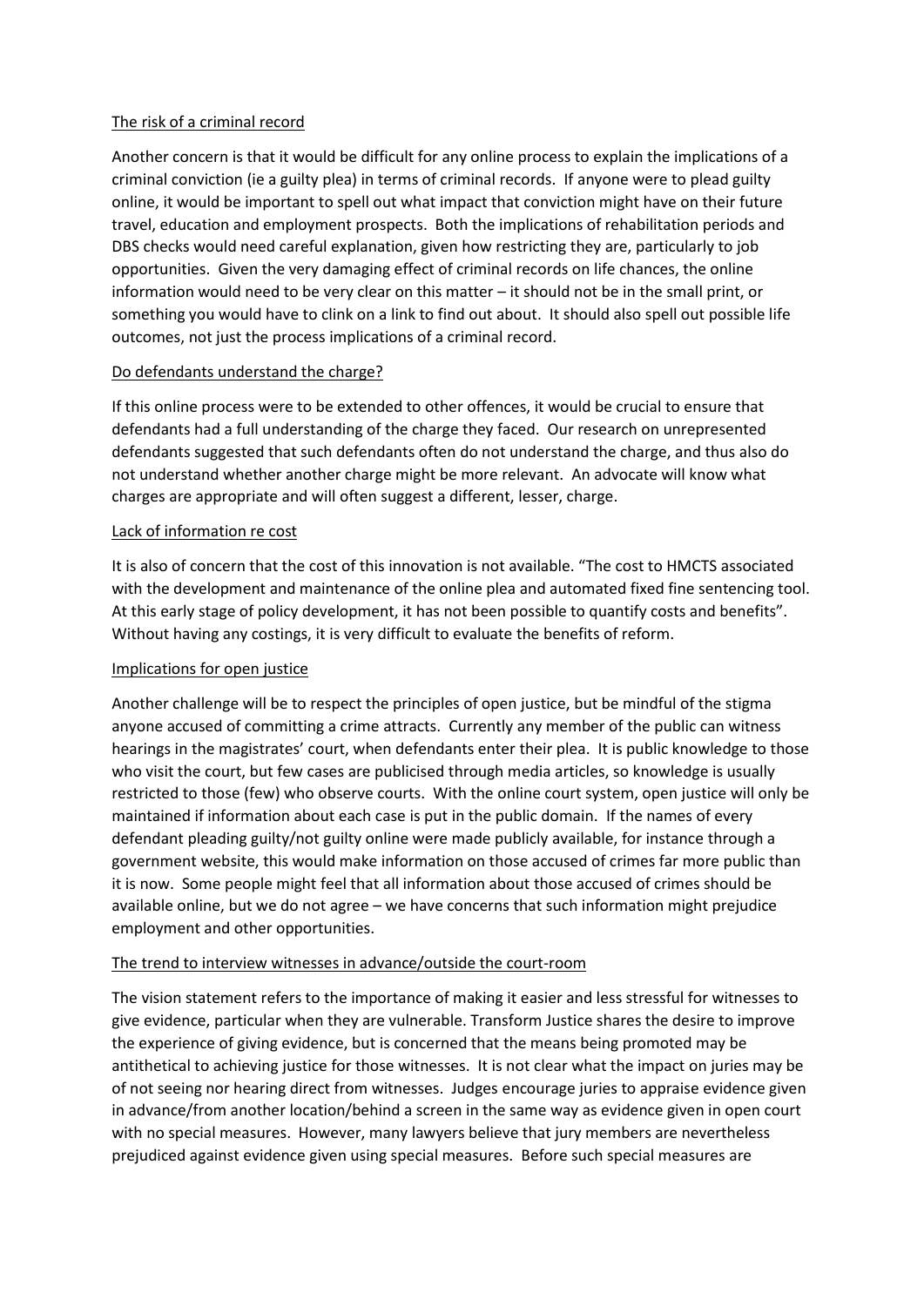The risk of a criminal record

Another concern is that it would be difficult for any online process to explain the implications of a criminal conviction (ie a guilty plea) in terms of criminal records. If anyone were to plead guilty online, it would be important to spell out what impact that conviction might have on their future travel, education and employment prospects. Both the implications of rehabilitation periods and DBS checks would need careful explanation, given how restricting they are, particularly to job opportunities. Given the very damaging effect of criminal records on life chances, the online information would need to be very clear on this matter – it should not be in the small print, or something you would have to clink on a link to find out about. It should also spell out possible life outcomes, not just the process implications of a criminal record.

Do defendants understand the charge?

If this online process were to be extended to other offences, it would be crucial to ensure that defendants had a full understanding of the charge they faced. Our research on unrepresented defendants suggested that such defendants often do not understand the charge, and thus also do not understand whether another charge might be more relevant. An advocate will know what charges are appropriate and will often suggest a different, lesser, charge.

Lack of information re cost

It is also of concern that the cost of this innovation is not available. "The cost to HMCTS associated with the development and maintenance of the online plea and automated fixed fine sentencing tool. At this early stage of policy development, it has not been possible to quantify costs and benefits". Without having any costings, it is very difficult to evaluate the benefits of reform.

Implications for open justice

Another challenge will be to respect the principles of open justice, but be mindful of the stigma anyone accused of committing a crime attracts. Currently any member of the public can witness hearings in the magistrates' court, when defendants enter their plea. It is public knowledge to those who visit the court, but few cases are publicised through media articles, so knowledge is usually restricted to those (few) who observe courts. With the online court system, open justice will only be maintained if information about each case is put in the public domain. If the names of every defendant pleading guilty/not guilty online were made publicly available, for instance through a government website, this would make information on those accused of crimes far more public than it is now. Some people might feel that all information about those accused of crimes should be available online, but we do not agree – we have concerns that such information might prejudice employment and other opportunities.

The trend to interview witnesses in advance/outside the court-room

The vision statement refers to the importance of making it easier and less stressful for witnesses to give evidence, particular when they are vulnerable. Transform Justice shares the desire to improve the experience of giving evidence, but is concerned that the means being promoted may be antithetical to achieving justice for those witnesses. It is not clear what the impact on juries may be of not seeing nor hearing direct from witnesses. Judges encourage juries to appraise evidence given in advance/from another location/behind a screen in the same way as evidence given in open court with no special measures. However, many lawyers believe that jury members are nevertheless prejudiced against evidence given using special measures. Before such special measures are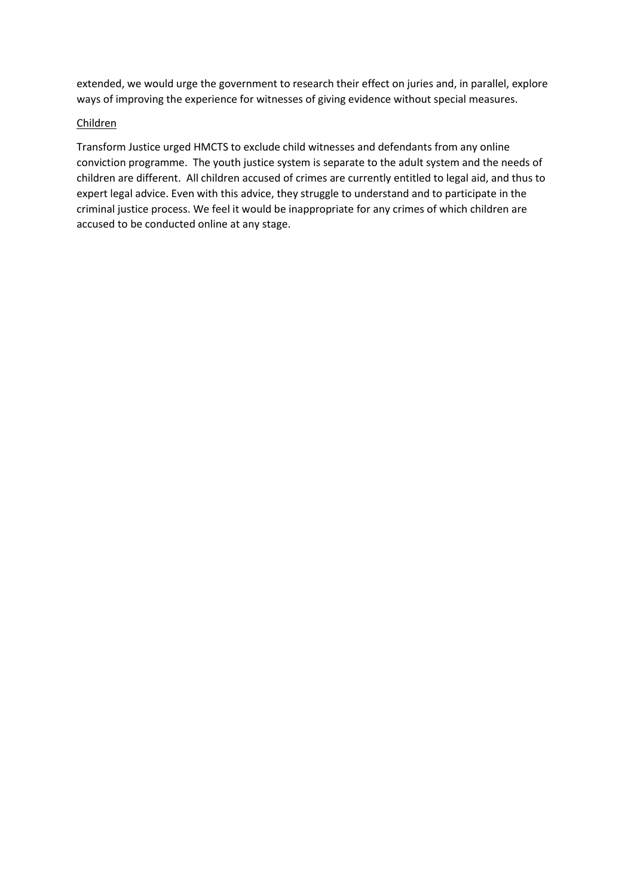extended, we would urge the government to research their effect on juries and, in parallel, explore ways of improving the experience for witnesses of giving evidence without special measures.

<u>Children</u>

Transform Justice urged HMCTS to exclude child witnesses and defendants from any online conviction programme. The youth justice system is separate to the adult system and the needs of children are different. All children accused of crimes are currently entitled to legal aid, and thus to expert legal advice. Even with this advice, they struggle to understand and to participate in the criminal justice process. We feel it would be inappropriate for any crimes of which children are accused to be conducted online at any stage.